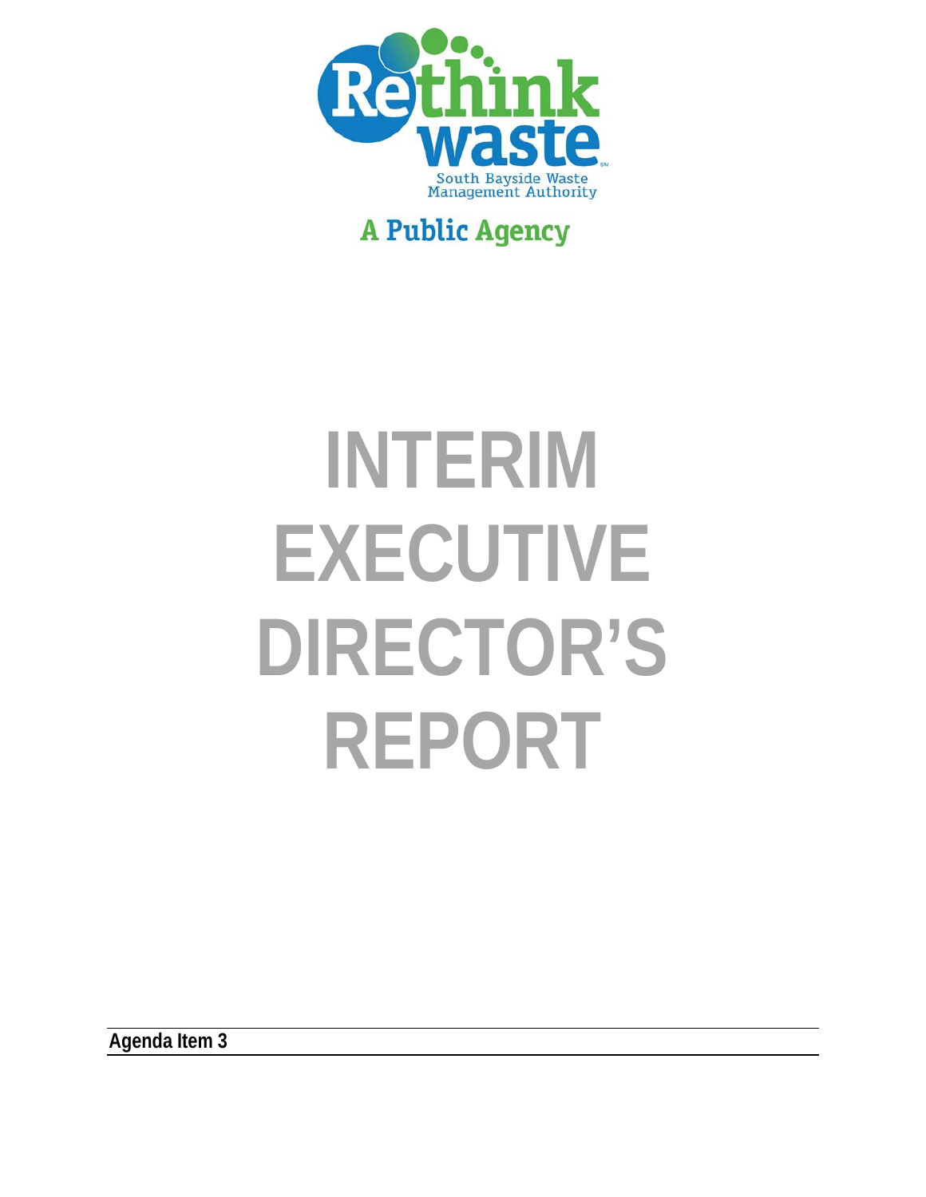Rethink waste

South Bayside Waste Management Authority

A Public Agency

# INTERIM EXECUTIVE DIRECTOR'S REPORT

**Agenda Item 3**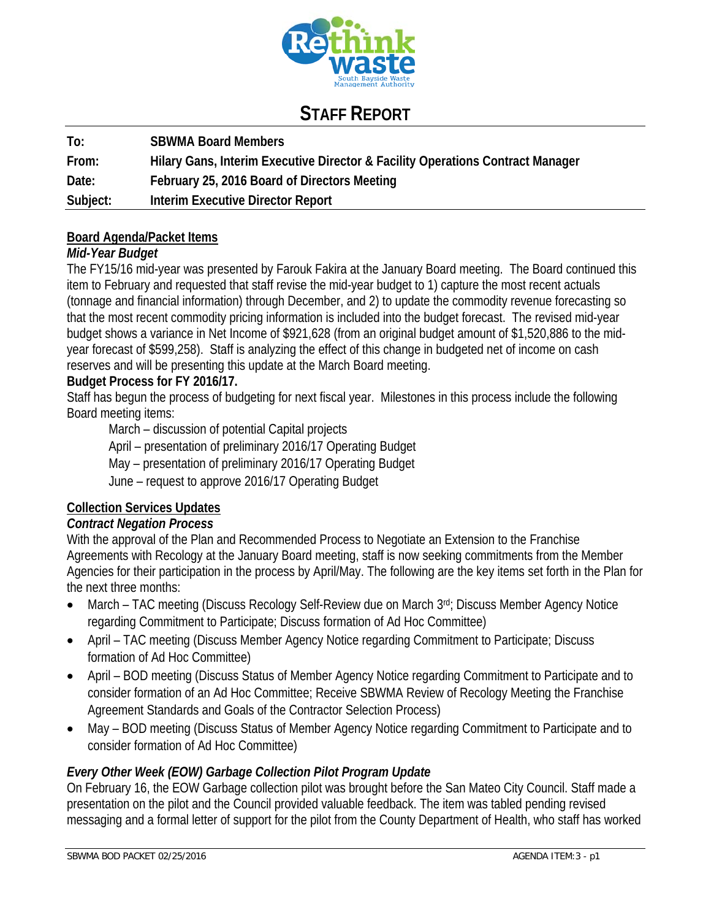# STAFF REPORT

| | |
|---|---|
| **To:** | **SBWMA Board Members** |
| **From:** | **Hilary Gans, Interim Executive Director & Facility Operations Contract Manager** |
| **Date:** | **February 25, 2016 Board of Directors Meeting** |
| **Subject:** | **Interim Executive Director Report** |

## Board Agenda/Packet Items

### *Mid-Year Budget*

The FY15/16 mid-year was presented by Farouk Fakira at the January Board meeting. The Board continued this item to February and requested that staff revise the mid-year budget to 1) capture the most recent actuals (tonnage and financial information) through December, and 2) to update the commodity revenue forecasting so that the most recent commodity pricing information is included into the budget forecast. The revised mid-year budget shows a variance in Net Income of $921,628 (from an original budget amount of $1,520,886 to the mid-year forecast of $599,258). Staff is analyzing the effect of this change in budgeted net of income on cash reserves and will be presenting this update at the March Board meeting.

### Budget Process for FY 2016/17.

Staff has begun the process of budgeting for next fiscal year. Milestones in this process include the following Board meeting items:

March – discussion of potential Capital projects
April – presentation of preliminary 2016/17 Operating Budget
May – presentation of preliminary 2016/17 Operating Budget
June – request to approve 2016/17 Operating Budget

## Collection Services Updates

### *Contract Negation Process*

With the approval of the Plan and Recommended Process to Negotiate an Extension to the Franchise Agreements with Recology at the January Board meeting, staff is now seeking commitments from the Member Agencies for their participation in the process by April/May. The following are the key items set forth in the Plan for the next three months:

- March – TAC meeting (Discuss Recology Self-Review due on March 3rd; Discuss Member Agency Notice regarding Commitment to Participate; Discuss formation of Ad Hoc Committee)
- April – TAC meeting (Discuss Member Agency Notice regarding Commitment to Participate; Discuss formation of Ad Hoc Committee)
- April – BOD meeting (Discuss Status of Member Agency Notice regarding Commitment to Participate and to consider formation of an Ad Hoc Committee; Receive SBWMA Review of Recology Meeting the Franchise Agreement Standards and Goals of the Contractor Selection Process)
- May – BOD meeting (Discuss Status of Member Agency Notice regarding Commitment to Participate and to consider formation of Ad Hoc Committee)

### *Every Other Week (EOW) Garbage Collection Pilot Program Update*

On February 16, the EOW Garbage collection pilot was brought before the San Mateo City Council. Staff made a presentation on the pilot and the Council provided valuable feedback. The item was tabled pending revised messaging and a formal letter of support for the pilot from the County Department of Health, who staff has worked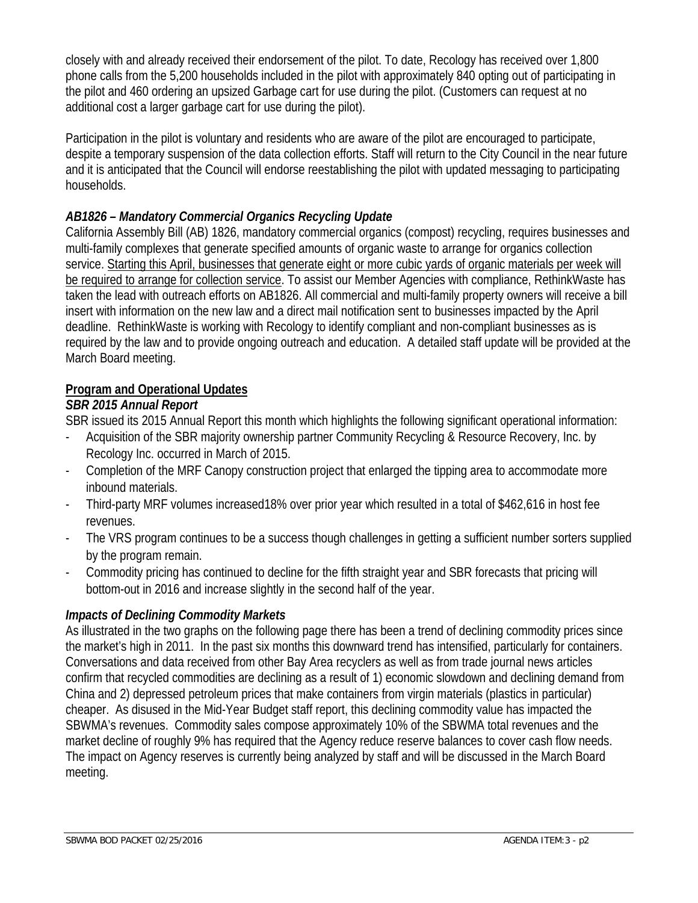closely with and already received their endorsement of the pilot. To date, Recology has received over 1,800 phone calls from the 5,200 households included in the pilot with approximately 840 opting out of participating in the pilot and 460 ordering an upsized Garbage cart for use during the pilot. (Customers can request at no additional cost a larger garbage cart for use during the pilot).

Participation in the pilot is voluntary and residents who are aware of the pilot are encouraged to participate, despite a temporary suspension of the data collection efforts. Staff will return to the City Council in the near future and it is anticipated that the Council will endorse reestablishing the pilot with updated messaging to participating households.

***AB1826 – Mandatory Commercial Organics Recycling Update***

California Assembly Bill (AB) 1826, mandatory commercial organics (compost) recycling, requires businesses and multi-family complexes that generate specified amounts of organic waste to arrange for organics collection service. <u>Starting this April, businesses that generate eight or more cubic yards of organic materials per week will be required to arrange for collection service</u>. To assist our Member Agencies with compliance, RethinkWaste has taken the lead with outreach efforts on AB1826. All commercial and multi-family property owners will receive a bill insert with information on the new law and a direct mail notification sent to businesses impacted by the April deadline. RethinkWaste is working with Recology to identify compliant and non-compliant businesses as is required by the law and to provide ongoing outreach and education. A detailed staff update will be provided at the March Board meeting.

## <u>Program and Operational Updates</u>

***SBR 2015 Annual Report***

SBR issued its 2015 Annual Report this month which highlights the following significant operational information:

- Acquisition of the SBR majority ownership partner Community Recycling & Resource Recovery, Inc. by Recology Inc. occurred in March of 2015.
- Completion of the MRF Canopy construction project that enlarged the tipping area to accommodate more inbound materials.
- Third-party MRF volumes increased18% over prior year which resulted in a total of $462,616 in host fee revenues.
- The VRS program continues to be a success though challenges in getting a sufficient number sorters supplied by the program remain.
- Commodity pricing has continued to decline for the fifth straight year and SBR forecasts that pricing will bottom-out in 2016 and increase slightly in the second half of the year.

***Impacts of Declining Commodity Markets***

As illustrated in the two graphs on the following page there has been a trend of declining commodity prices since the market's high in 2011. In the past six months this downward trend has intensified, particularly for containers. Conversations and data received from other Bay Area recyclers as well as from trade journal news articles confirm that recycled commodities are declining as a result of 1) economic slowdown and declining demand from China and 2) depressed petroleum prices that make containers from virgin materials (plastics in particular) cheaper. As disused in the Mid-Year Budget staff report, this declining commodity value has impacted the SBWMA's revenues. Commodity sales compose approximately 10% of the SBWMA total revenues and the market decline of roughly 9% has required that the Agency reduce reserve balances to cover cash flow needs. The impact on Agency reserves is currently being analyzed by staff and will be discussed in the March Board meeting.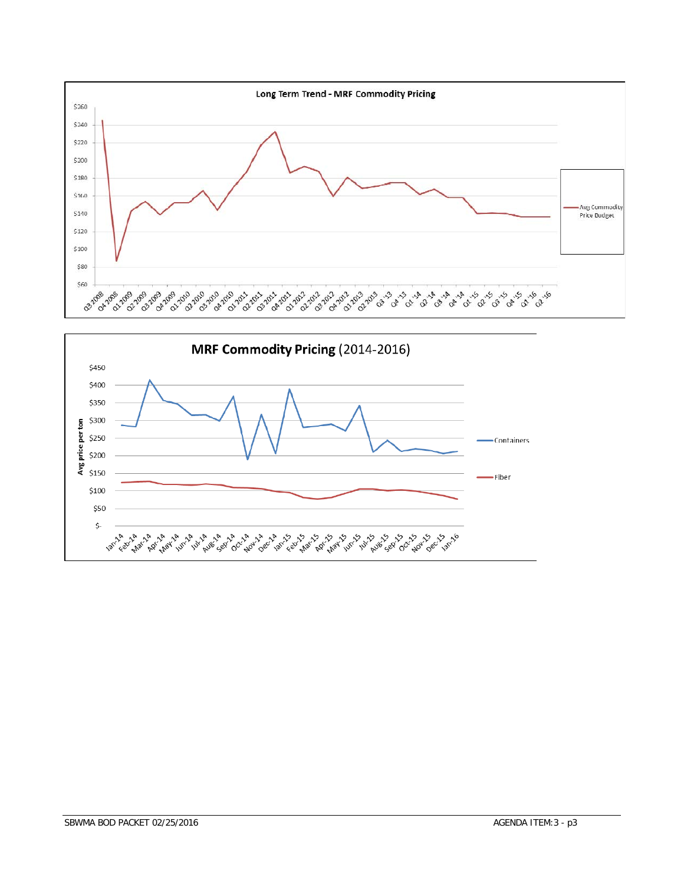Long Term Trend - MRF Commodity Pricing

$260
$240
$220
$200
$180
$160
$140
$120
$100
$80
$60

Q3 2008, Q4 2008, Q1 2009, Q2 2009, Q3 2009, Q4 2009, Q1 2010, Q2 2010, Q3 2010, Q4 2010, Q1 2011, Q2 2011, Q3 2011, Q4 2011, Q1 2012, Q2 2012, Q3 2012, Q4 2012, Q1 2013, Q2 2013, Q3 '13, Q4 '13, Q1 '14, Q2 '14, Q3 '14, Q4 '14, Q1 '15, Q2 '15, Q3 '15, Q4 '15, Q1 '16, Q2 '16

Avg Commodity Price Budget

MRF Commodity Pricing (2014-2016)

Avg price per ton

$450
$400
$350
$300
$250
$200
$150
$100
$50
$-

Jan-14, Feb-14, Mar-14, Apr-14, May-14, Jun-14, Jul-14, Aug-14, Sep-14, Oct-14, Nov-14, Dec-14, Jan-15, Feb-15, Mar-15, Apr-15, May-15, Jun-15, Jul-15, Aug-15, Sep-15, Oct-15, Nov-15, Dec-15, Jan-16

Containers

Fiber